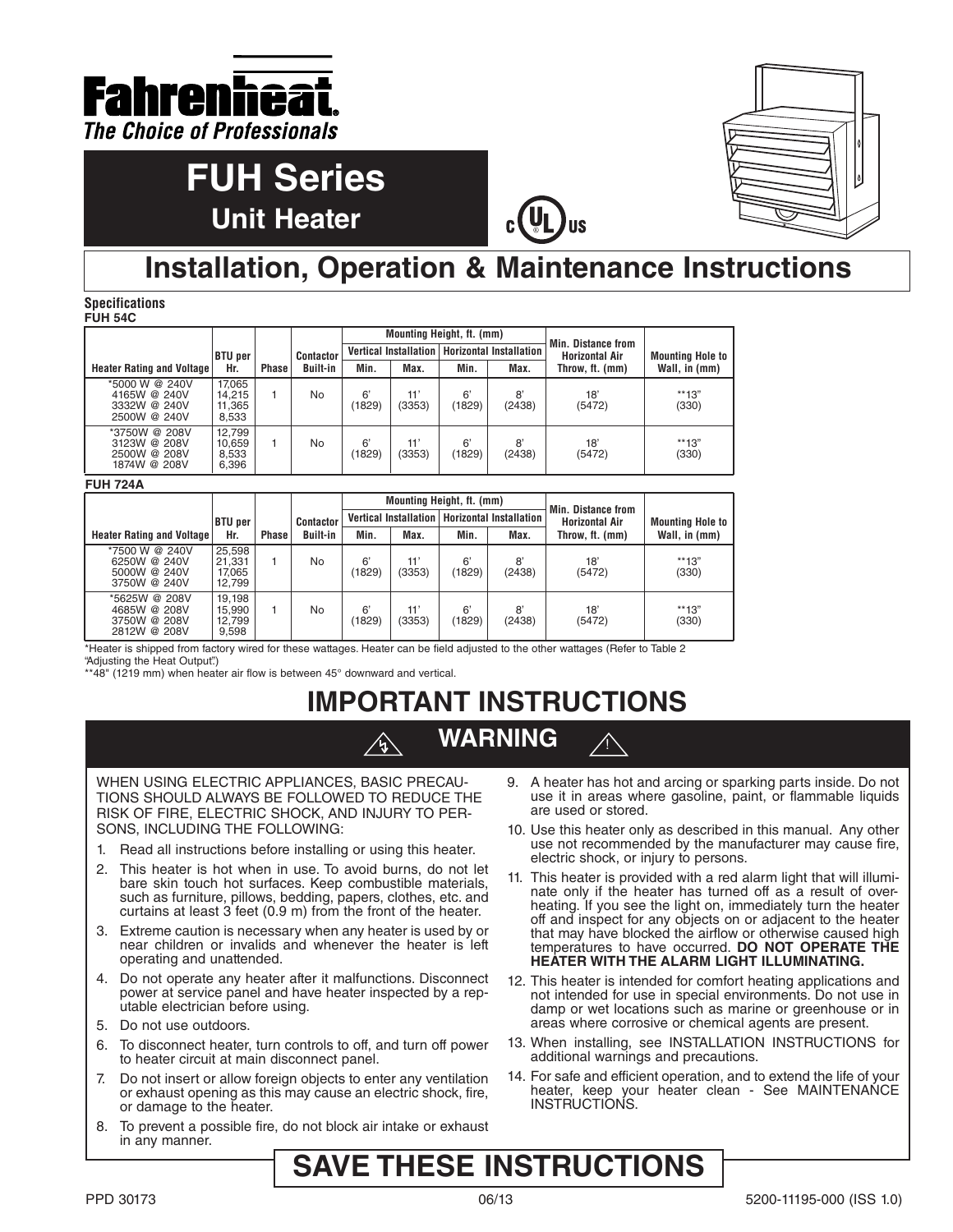# Fahrenheat

*The Choice of Professionals*

# FUH Series

## Unit Heater

# Installation, Operation & Maintenance Instructions

**Specifications**

**FUH 54C**

| Heater Rating and Voltage | BTU per Hr. | Phase | Contactor Built-in | Mounting Height, ft. (mm) Vertical Installation Min. | Vertical Installation Max. | Horizontal Installation Min. | Horizontal Installation Max. | Min. Distance from Horizontal Air Throw, ft. (mm) | Mounting Hole to Wall, in (mm) |
|---|---|---|---|---|---|---|---|---|---|
| *5000 W @ 240V<br>4165W @ 240V<br>3332W @ 240V<br>2500W @ 240V | 17,065<br>14,215<br>11,365<br>8,533 | 1 | No | 6' (1829) | 11' (3353) | 6' (1829) | 8' (2438) | 18' (5472) | **13" (330) |
| *3750W @ 208V<br>3123W @ 208V<br>2500W @ 208V<br>1874W @ 208V | 12,799<br>10,659<br>8,533<br>6,396 | 1 | No | 6' (1829) | 11' (3353) | 6' (1829) | 8' (2438) | 18' (5472) | **13" (330) |

**FUH 724A**

| Heater Rating and Voltage | BTU per Hr. | Phase | Contactor Built-in | Mounting Height, ft. (mm) Vertical Installation Min. | Vertical Installation Max. | Horizontal Installation Min. | Horizontal Installation Max. | Min. Distance from Horizontal Air Throw, ft. (mm) | Mounting Hole to Wall, in (mm) |
|---|---|---|---|---|---|---|---|---|---|
| *7500 W @ 240V<br>6250W @ 240V<br>5000W @ 240V<br>3750W @ 240V | 25,598<br>21,331<br>17,065<br>12,799 | 1 | No | 6' (1829) | 11' (3353) | 6' (1829) | 8' (2438) | 18' (5472) | **13" (330) |
| *5625W @ 208V<br>4685W @ 208V<br>3750W @ 208V<br>2812W @ 208V | 19,198<br>15,990<br>12,799<br>9,598 | 1 | No | 6' (1829) | 11' (3353) | 6' (1829) | 8' (2438) | 18' (5472) | **13" (330) |

*Heater is shipped from factory wired for these wattages. Heater can be field adjusted to the other wattages (Refer to Table 2 "Adjusting the Heat Output".)

**48" (1219 mm) when heater air flow is between 45° downward and vertical.

# IMPORTANT INSTRUCTIONS

## WARNING

WHEN USING ELECTRIC APPLIANCES, BASIC PRECAUTIONS SHOULD ALWAYS BE FOLLOWED TO REDUCE THE RISK OF FIRE, ELECTRIC SHOCK, AND INJURY TO PERSONS, INCLUDING THE FOLLOWING:

1. Read all instructions before installing or using this heater.
2. This heater is hot when in use. To avoid burns, do not let bare skin touch hot surfaces. Keep combustible materials, such as furniture, pillows, bedding, papers, clothes, etc. and curtains at least 3 feet (0.9 m) from the front of the heater.
3. Extreme caution is necessary when any heater is used by or near children or invalids and whenever the heater is left operating and unattended.
4. Do not operate any heater after it malfunctions. Disconnect power at service panel and have heater inspected by a reputable electrician before using.
5. Do not use outdoors.
6. To disconnect heater, turn controls to off, and turn off power to heater circuit at main disconnect panel.
7. Do not insert or allow foreign objects to enter any ventilation or exhaust opening as this may cause an electric shock, fire, or damage to the heater.
8. To prevent a possible fire, do not block air intake or exhaust in any manner.
9. A heater has hot and arcing or sparking parts inside. Do not use it in areas where gasoline, paint, or flammable liquids are used or stored.
10. Use this heater only as described in this manual. Any other use not recommended by the manufacturer may cause fire, electric shock, or injury to persons.
11. This heater is provided with a red alarm light that will illuminate only if the heater has turned off as a result of overheating. If you see the light on, immediately turn the heater off and inspect for any objects on or adjacent to the heater that may have blocked the airflow or otherwise caused high temperatures to have occurred. **DO NOT OPERATE THE HEATER WITH THE ALARM LIGHT ILLUMINATING.**
12. This heater is intended for comfort heating applications and not intended for use in special environments. Do not use in damp or wet locations such as marine or greenhouse or in areas where corrosive or chemical agents are present.
13. When installing, see INSTALLATION INSTRUCTIONS for additional warnings and precautions.
14. For safe and efficient operation, and to extend the life of your heater, keep your heater clean - See MAINTENANCE INSTRUCTIONS.

# SAVE THESE INSTRUCTIONS

PPD 30173 06/13 5200-11195-000 (ISS 1.0)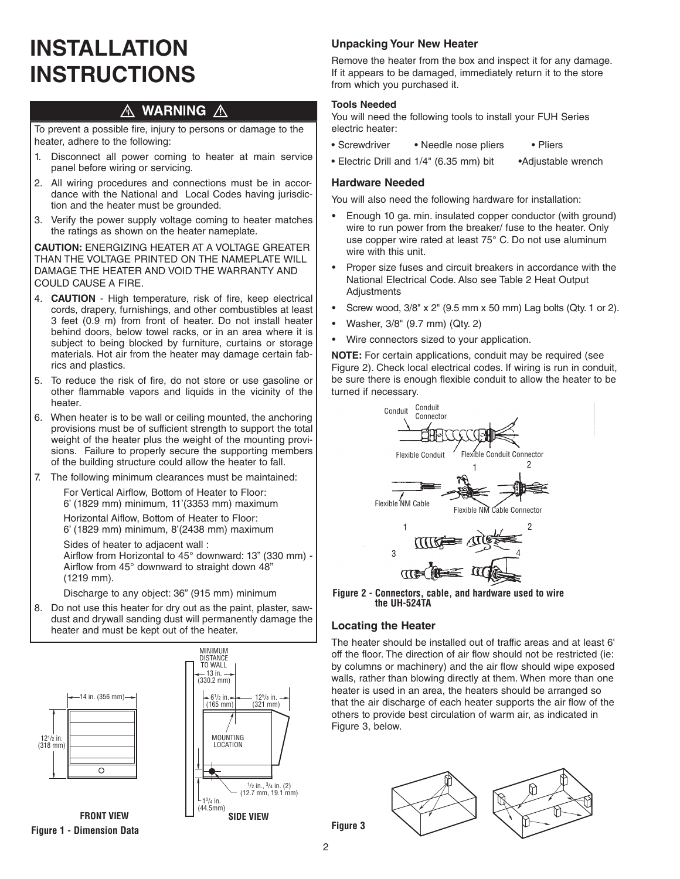# INSTALLATION INSTRUCTIONS

## ⚠ WARNING ⚠

To prevent a possible fire, injury to persons or damage to the heater, adhere to the following:

1. Disconnect all power coming to heater at main service panel before wiring or servicing.
2. All wiring procedures and connections must be in accordance with the National and Local Codes having jurisdiction and the heater must be grounded.
3. Verify the power supply voltage coming to heater matches the ratings as shown on the heater nameplate.

**CAUTION:** ENERGIZING HEATER AT A VOLTAGE GREATER THAN THE VOLTAGE PRINTED ON THE NAMEPLATE WILL DAMAGE THE HEATER AND VOID THE WARRANTY AND COULD CAUSE A FIRE.

4. **CAUTION** - High temperature, risk of fire, keep electrical cords, drapery, furnishings, and other combustibles at least 3 feet (0.9 m) from front of heater. Do not install heater behind doors, below towel racks, or in an area where it is subject to being blocked by furniture, curtains or storage materials. Hot air from the heater may damage certain fabrics and plastics.
5. To reduce the risk of fire, do not store or use gasoline or other flammable vapors and liquids in the vicinity of the heater.
6. When heater is to be wall or ceiling mounted, the anchoring provisions must be of sufficient strength to support the total weight of the heater plus the weight of the mounting provisions. Failure to properly secure the supporting members of the building structure could allow the heater to fall.
7. The following minimum clearances must be maintained:

   For Vertical Airflow, Bottom of Heater to Floor: 6' (1829 mm) minimum, 11'(3353 mm) maximum

   Horizontal Aiflow, Bottom of Heater to Floor: 6' (1829 mm) minimum, 8'(2438 mm) maximum

   Sides of heater to adjacent wall : Airflow from Horizontal to 45° downward: 13" (330 mm) - Airflow from 45° downward to straight down 48" (1219 mm).

   Discharge to any object: 36" (915 mm) minimum

8. Do not use this heater for dry out as the paint, plaster, sawdust and drywall sanding dust will permanently damage the heater and must be kept out of the heater.

FRONT VIEW: 14 in. (356 mm); 12 1/2 in. (318 mm)

SIDE VIEW: MINIMUM DISTANCE TO WALL 13 in. (330.2 mm); 6 1/2 in. (165 mm); 12 5/8 in. (321 mm); MOUNTING LOCATION; 1/2 in., 3/4 in. (2) (12.7 mm, 19.1 mm); 1 3/4 in. (44.5mm)

**Figure 1 - Dimension Data**

### Unpacking Your New Heater

Remove the heater from the box and inspect it for any damage. If it appears to be damaged, immediately return it to the store from which you purchased it.

#### Tools Needed

You will need the following tools to install your FUH Series electric heater:

- Screwdriver
- Needle nose pliers
- Pliers
- Electric Drill and 1/4" (6.35 mm) bit
- Adjustable wrench

### Hardware Needed

You will also need the following hardware for installation:

- Enough 10 ga. min. insulated copper conductor (with ground) wire to run power from the breaker/ fuse to the heater. Only use copper wire rated at least 75° C. Do not use aluminum wire with this unit.
- Proper size fuses and circuit breakers in accordance with the National Electrical Code. Also see Table 2 Heat Output Adjustments
- Screw wood, 3/8" x 2" (9.5 mm x 50 mm) Lag bolts (Qty. 1 or 2).
- Washer, 3/8" (9.7 mm) (Qty. 2)
- Wire connectors sized to your application.

**NOTE:** For certain applications, conduit may be required (see Figure 2). Check local electrical codes. If wiring is run in conduit, be sure there is enough flexible conduit to allow the heater to be turned if necessary.

Conduit; Conduit Connector; Flexible Conduit; Flexible Conduit Connector; Flexible NM Cable; Flexible NM Cable Connector

**Figure 2 - Connectors, cable, and hardware used to wire the UH-524TA**

### Locating the Heater

The heater should be installed out of traffic areas and at least 6' off the floor. The direction of air flow should not be restricted (ie: by columns or machinery) and the air flow should wipe exposed walls, rather than blowing directly at them. When more than one heater is used in an area, the heaters should be arranged so that the air discharge of each heater supports the air flow of the others to provide best circulation of warm air, as indicated in Figure 3, below.

**Figure 3**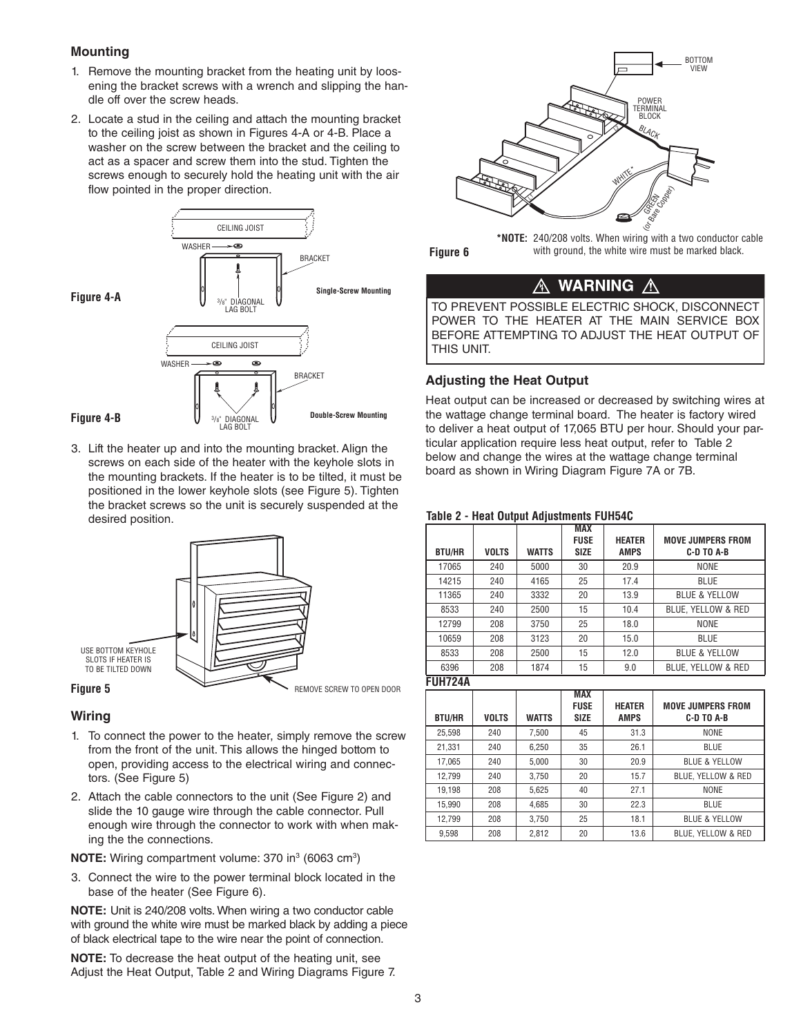## Mounting

1. Remove the mounting bracket from the heating unit by loosening the bracket screws with a wrench and slipping the handle off over the screw heads.
2. Locate a stud in the ceiling and attach the mounting bracket to the ceiling joist as shown in Figures 4-A or 4-B. Place a washer on the screw between the bracket and the ceiling to act as a spacer and screw them into the stud. Tighten the screws enough to securely hold the heating unit with the air flow pointed in the proper direction.

Figure 4-A — Single-Screw Mounting

Figure 4-B — Double-Screw Mounting

3. Lift the heater up and into the mounting bracket. Align the screws on each side of the heater with the keyhole slots in the mounting brackets. If the heater is to be tilted, it must be positioned in the lower keyhole slots (see Figure 5). Tighten the bracket screws so the unit is securely suspended at the desired position.

Figure 5

## Wiring

1. To connect the power to the heater, simply remove the screw from the front of the unit. This allows the hinged bottom to open, providing access to the electrical wiring and connectors. (See Figure 5)
2. Attach the cable connectors to the unit (See Figure 2) and slide the 10 gauge wire through the cable connector. Pull enough wire through the connector to work with when making the the connections.

**NOTE:** Wiring compartment volume: 370 in$^3$ (6063 cm$^3$)

3. Connect the wire to the power terminal block located in the base of the heater (See Figure 6).

**NOTE:** Unit is 240/208 volts. When wiring a two conductor cable with ground the white wire must be marked black by adding a piece of black electrical tape to the wire near the point of connection.

**NOTE:** To decrease the heat output of the heating unit, see Adjust the Heat Output, Table 2 and Wiring Diagrams Figure 7.

Figure 6

***NOTE:** 240/208 volts. When wiring with a two conductor cable with ground, the white wire must be marked black.

## ⚠ WARNING ⚠

TO PREVENT POSSIBLE ELECTRIC SHOCK, DISCONNECT POWER TO THE HEATER AT THE MAIN SERVICE BOX BEFORE ATTEMPTING TO ADJUST THE HEAT OUTPUT OF THIS UNIT.

## Adjusting the Heat Output

Heat output can be increased or decreased by switching wires at the wattage change terminal board. The heater is factory wired to deliver a heat output of 17,065 BTU per hour. Should your particular application require less heat output, refer to Table 2 below and change the wires at the wattage change terminal board as shown in Wiring Diagram Figure 7A or 7B.

**Table 2 - Heat Output Adjustments FUH54C**

| BTU/HR | VOLTS | WATTS | MAX FUSE SIZE | HEATER AMPS | MOVE JUMPERS FROM C-D TO A-B |
|---|---|---|---|---|---|
| 17065 | 240 | 5000 | 30 | 20.9 | NONE |
| 14215 | 240 | 4165 | 25 | 17.4 | BLUE |
| 11365 | 240 | 3332 | 20 | 13.9 | BLUE & YELLOW |
| 8533 | 240 | 2500 | 15 | 10.4 | BLUE, YELLOW & RED |
| 12799 | 208 | 3750 | 25 | 18.0 | NONE |
| 10659 | 208 | 3123 | 20 | 15.0 | BLUE |
| 8533 | 208 | 2500 | 15 | 12.0 | BLUE & YELLOW |
| 6396 | 208 | 1874 | 15 | 9.0 | BLUE, YELLOW & RED |

**FUH724A**

| BTU/HR | VOLTS | WATTS | MAX FUSE SIZE | HEATER AMPS | MOVE JUMPERS FROM C-D TO A-B |
|---|---|---|---|---|---|
| 25,598 | 240 | 7,500 | 45 | 31.3 | NONE |
| 21,331 | 240 | 6,250 | 35 | 26.1 | BLUE |
| 17,065 | 240 | 5,000 | 30 | 20.9 | BLUE & YELLOW |
| 12,799 | 240 | 3,750 | 20 | 15.7 | BLUE, YELLOW & RED |
| 19,198 | 208 | 5,625 | 40 | 27.1 | NONE |
| 15,990 | 208 | 4,685 | 30 | 22.3 | BLUE |
| 12,799 | 208 | 3,750 | 25 | 18.1 | BLUE & YELLOW |
| 9,598 | 208 | 2,812 | 20 | 13.6 | BLUE, YELLOW & RED |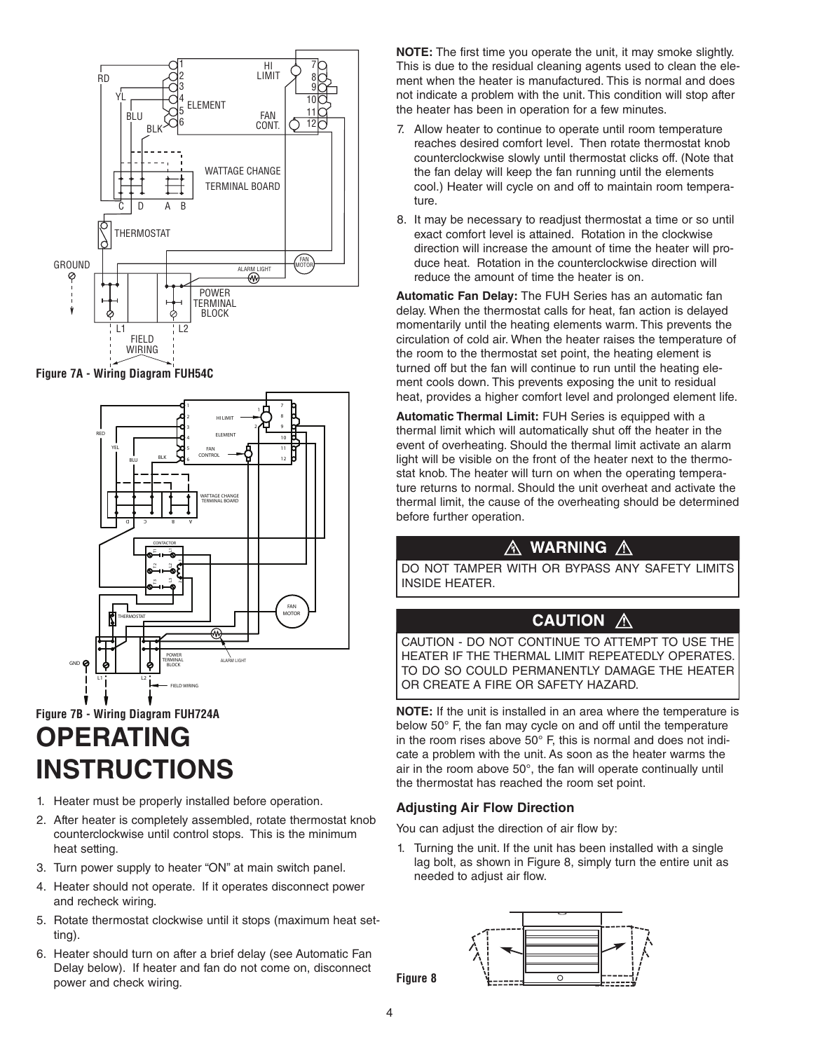Figure 7A - Wiring Diagram FUH54C

Figure 7B - Wiring Diagram FUH724A

# OPERATING INSTRUCTIONS

1. Heater must be properly installed before operation.
2. After heater is completely assembled, rotate thermostat knob counterclockwise until control stops. This is the minimum heat setting.
3. Turn power supply to heater "ON" at main switch panel.
4. Heater should not operate. If it operates disconnect power and recheck wiring.
5. Rotate thermostat clockwise until it stops (maximum heat setting).
6. Heater should turn on after a brief delay (see Automatic Fan Delay below). If heater and fan do not come on, disconnect power and check wiring.

**NOTE:** The first time you operate the unit, it may smoke slightly. This is due to the residual cleaning agents used to clean the element when the heater is manufactured. This is normal and does not indicate a problem with the unit. This condition will stop after the heater has been in operation for a few minutes.

7. Allow heater to continue to operate until room temperature reaches desired comfort level. Then rotate thermostat knob counterclockwise slowly until thermostat clicks off. (Note that the fan delay will keep the fan running until the elements cool.) Heater will cycle on and off to maintain room temperature.
8. It may be necessary to readjust thermostat a time or so until exact comfort level is attained. Rotation in the clockwise direction will increase the amount of time the heater will produce heat. Rotation in the counterclockwise direction will reduce the amount of time the heater is on.

**Automatic Fan Delay:** The FUH Series has an automatic fan delay. When the thermostat calls for heat, fan action is delayed momentarily until the heating elements warm. This prevents the circulation of cold air. When the heater raises the temperature of the room to the thermostat set point, the heating element is turned off but the fan will continue to run until the heating element cools down. This prevents exposing the unit to residual heat, provides a higher comfort level and prolonged element life.

**Automatic Thermal Limit:** FUH Series is equipped with a thermal limit which will automatically shut off the heater in the event of overheating. Should the thermal limit activate an alarm light will be visible on the front of the heater next to the thermostat knob. The heater will turn on when the operating temperature returns to normal. Should the unit overheat and activate the thermal limit, the cause of the overheating should be determined before further operation.

**⚠ WARNING ⚠**

DO NOT TAMPER WITH OR BYPASS ANY SAFETY LIMITS INSIDE HEATER.

**CAUTION ⚠**

CAUTION - DO NOT CONTINUE TO ATTEMPT TO USE THE HEATER IF THE THERMAL LIMIT REPEATEDLY OPERATES. TO DO SO COULD PERMANENTLY DAMAGE THE HEATER OR CREATE A FIRE OR SAFETY HAZARD.

**NOTE:** If the unit is installed in an area where the temperature is below 50° F, the fan may cycle on and off until the temperature in the room rises above 50° F, this is normal and does not indicate a problem with the unit. As soon as the heater warms the air in the room above 50°, the fan will operate continually until the thermostat has reached the room set point.

### Adjusting Air Flow Direction

You can adjust the direction of air flow by:

1. Turning the unit. If the unit has been installed with a single lag bolt, as shown in Figure 8, simply turn the entire unit as needed to adjust air flow.

Figure 8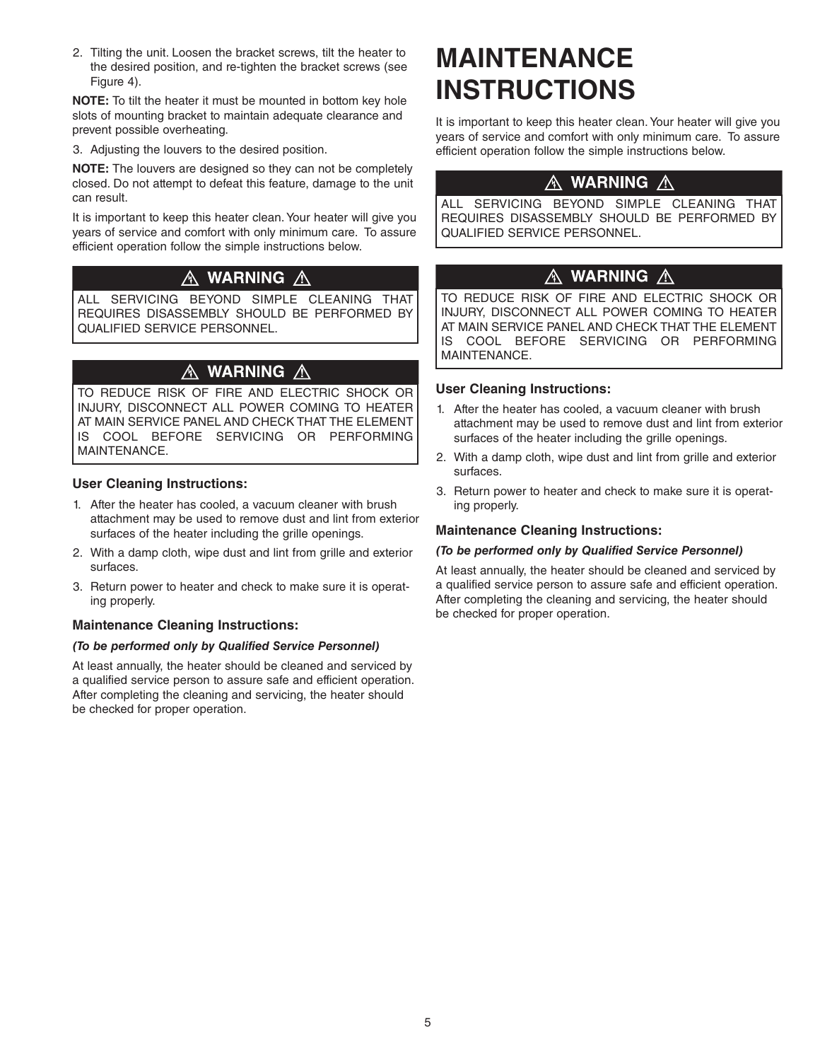2. Tilting the unit. Loosen the bracket screws, tilt the heater to the desired position, and re-tighten the bracket screws (see Figure 4).

**NOTE:** To tilt the heater it must be mounted in bottom key hole slots of mounting bracket to maintain adequate clearance and prevent possible overheating.

3. Adjusting the louvers to the desired position.

**NOTE:** The louvers are designed so they can not be completely closed. Do not attempt to defeat this feature, damage to the unit can result.

It is important to keep this heater clean. Your heater will give you years of service and comfort with only minimum care. To assure efficient operation follow the simple instructions below.

**⚠ WARNING ⚠**

ALL SERVICING BEYOND SIMPLE CLEANING THAT REQUIRES DISASSEMBLY SHOULD BE PERFORMED BY QUALIFIED SERVICE PERSONNEL.

**⚠ WARNING ⚠**

TO REDUCE RISK OF FIRE AND ELECTRIC SHOCK OR INJURY, DISCONNECT ALL POWER COMING TO HEATER AT MAIN SERVICE PANEL AND CHECK THAT THE ELEMENT IS COOL BEFORE SERVICING OR PERFORMING MAINTENANCE.

### User Cleaning Instructions:

1. After the heater has cooled, a vacuum cleaner with brush attachment may be used to remove dust and lint from exterior surfaces of the heater including the grille openings.
2. With a damp cloth, wipe dust and lint from grille and exterior surfaces.
3. Return power to heater and check to make sure it is operating properly.

### Maintenance Cleaning Instructions:

***(To be performed only by Qualified Service Personnel)***

At least annually, the heater should be cleaned and serviced by a qualified service person to assure safe and efficient operation. After completing the cleaning and servicing, the heater should be checked for proper operation.

# MAINTENANCE INSTRUCTIONS

It is important to keep this heater clean. Your heater will give you years of service and comfort with only minimum care. To assure efficient operation follow the simple instructions below.

**⚠ WARNING ⚠**

ALL SERVICING BEYOND SIMPLE CLEANING THAT REQUIRES DISASSEMBLY SHOULD BE PERFORMED BY QUALIFIED SERVICE PERSONNEL.

**⚠ WARNING ⚠**

TO REDUCE RISK OF FIRE AND ELECTRIC SHOCK OR INJURY, DISCONNECT ALL POWER COMING TO HEATER AT MAIN SERVICE PANEL AND CHECK THAT THE ELEMENT IS COOL BEFORE SERVICING OR PERFORMING MAINTENANCE.

### User Cleaning Instructions:

1. After the heater has cooled, a vacuum cleaner with brush attachment may be used to remove dust and lint from exterior surfaces of the heater including the grille openings.
2. With a damp cloth, wipe dust and lint from grille and exterior surfaces.
3. Return power to heater and check to make sure it is operating properly.

### Maintenance Cleaning Instructions:

***(To be performed only by Qualified Service Personnel)***

At least annually, the heater should be cleaned and serviced by a qualified service person to assure safe and efficient operation. After completing the cleaning and servicing, the heater should be checked for proper operation.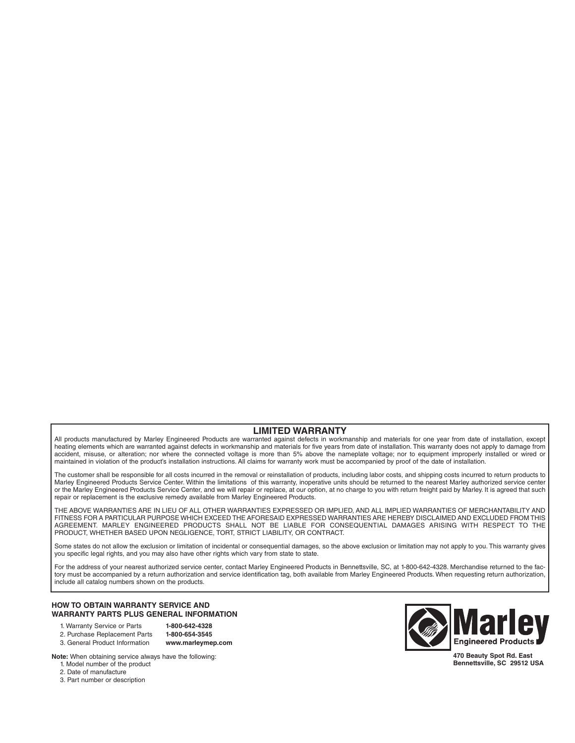## LIMITED WARRANTY

All products manufactured by Marley Engineered Products are warranted against defects in workmanship and materials for one year from date of installation, except heating elements which are warranted against defects in workmanship and materials for five years from date of installation. This warranty does not apply to damage from accident, misuse, or alteration; nor where the connected voltage is more than 5% above the nameplate voltage; nor to equipment improperly installed or wired or maintained in violation of the product's installation instructions. All claims for warranty work must be accompanied by proof of the date of installation.

The customer shall be responsible for all costs incurred in the removal or reinstallation of products, including labor costs, and shipping costs incurred to return products to Marley Engineered Products Service Center. Within the limitations of this warranty, inoperative units should be returned to the nearest Marley authorized service center or the Marley Engineered Products Service Center, and we will repair or replace, at our option, at no charge to you with return freight paid by Marley. It is agreed that such repair or replacement is the exclusive remedy available from Marley Engineered Products.

THE ABOVE WARRANTIES ARE IN LIEU OF ALL OTHER WARRANTIES EXPRESSED OR IMPLIED, AND ALL IMPLIED WARRANTIES OF MERCHANTABILITY AND FITNESS FOR A PARTICULAR PURPOSE WHICH EXCEED THE AFORESAID EXPRESSED WARRANTIES ARE HEREBY DISCLAIMED AND EXCLUDED FROM THIS AGREEMENT. MARLEY ENGINEERED PRODUCTS SHALL NOT BE LIABLE FOR CONSEQUENTIAL DAMAGES ARISING WITH RESPECT TO THE PRODUCT, WHETHER BASED UPON NEGLIGENCE, TORT, STRICT LIABILITY, OR CONTRACT.

Some states do not allow the exclusion or limitation of incidental or consequential damages, so the above exclusion or limitation may not apply to you. This warranty gives you specific legal rights, and you may also have other rights which vary from state to state.

For the address of your nearest authorized service center, contact Marley Engineered Products in Bennettsville, SC, at 1-800-642-4328. Merchandise returned to the factory must be accompanied by a return authorization and service identification tag, both available from Marley Engineered Products. When requesting return authorization, include all catalog numbers shown on the products.

### HOW TO OBTAIN WARRANTY SERVICE AND WARRANTY PARTS PLUS GENERAL INFORMATION

1. Warranty Service or Parts **1-800-642-4328**
2. Purchase Replacement Parts **1-800-654-3545**
3. General Product Information **www.marleymep.com**

**Note:** When obtaining service always have the following:

1. Model number of the product
2. Date of manufacture
3. Part number or description

**Marley Engineered Products**

**470 Beauty Spot Rd. East**
**Bennettsville, SC 29512 USA**